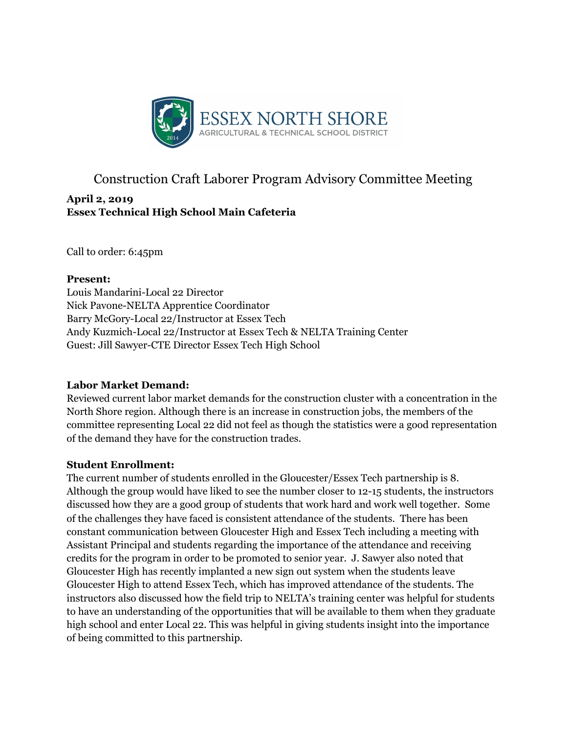ESSEX NORTH SHORE
AGRICULTURAL & TECHNICAL SCHOOL DISTRICT

# Construction Craft Laborer Program Advisory Committee Meeting

**April 2, 2019**
**Essex Technical High School Main Cafeteria**

Call to order: 6:45pm

**Present:**
Louis Mandarini-Local 22 Director
Nick Pavone-NELTA Apprentice Coordinator
Barry McGory-Local 22/Instructor at Essex Tech
Andy Kuzmich-Local 22/Instructor at Essex Tech & NELTA Training Center
Guest: Jill Sawyer-CTE Director Essex Tech High School

**Labor Market Demand:**
Reviewed current labor market demands for the construction cluster with a concentration in the North Shore region. Although there is an increase in construction jobs, the members of the committee representing Local 22 did not feel as though the statistics were a good representation of the demand they have for the construction trades.

**Student Enrollment:**
The current number of students enrolled in the Gloucester/Essex Tech partnership is 8. Although the group would have liked to see the number closer to 12-15 students, the instructors discussed how they are a good group of students that work hard and work well together. Some of the challenges they have faced is consistent attendance of the students. There has been constant communication between Gloucester High and Essex Tech including a meeting with Assistant Principal and students regarding the importance of the attendance and receiving credits for the program in order to be promoted to senior year. J. Sawyer also noted that Gloucester High has recently implanted a new sign out system when the students leave Gloucester High to attend Essex Tech, which has improved attendance of the students. The instructors also discussed how the field trip to NELTA's training center was helpful for students to have an understanding of the opportunities that will be available to them when they graduate high school and enter Local 22. This was helpful in giving students insight into the importance of being committed to this partnership.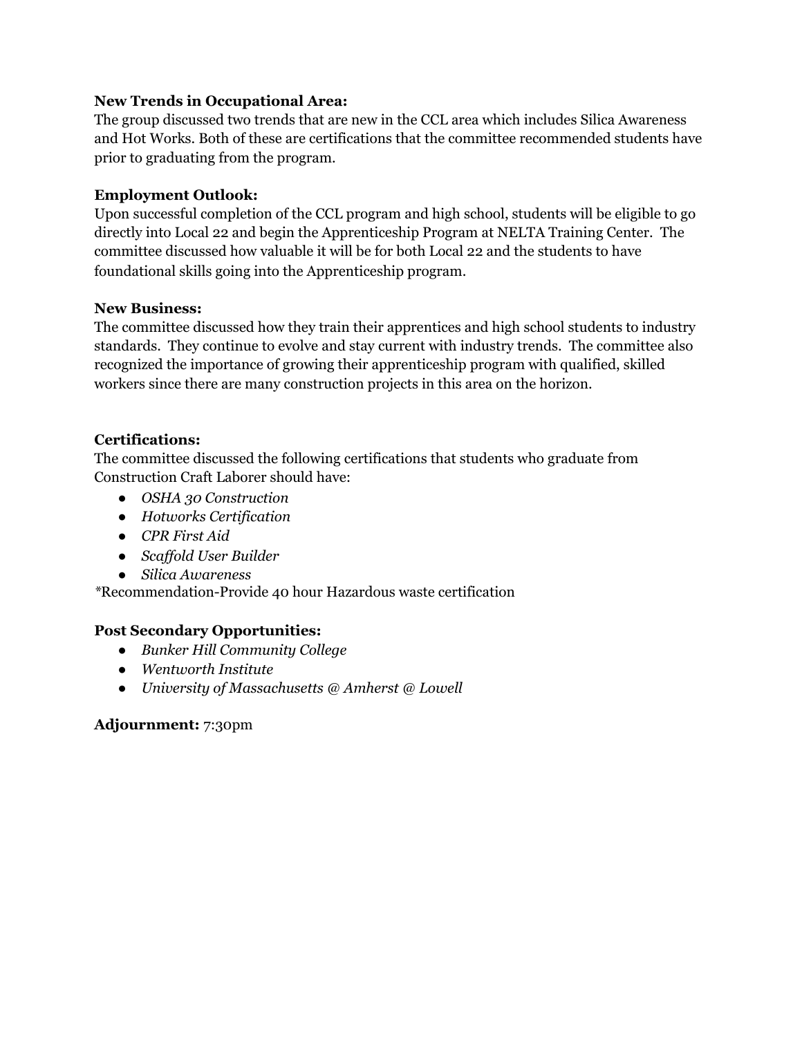**New Trends in Occupational Area:**
The group discussed two trends that are new in the CCL area which includes Silica Awareness and Hot Works. Both of these are certifications that the committee recommended students have prior to graduating from the program.

**Employment Outlook:**
Upon successful completion of the CCL program and high school, students will be eligible to go directly into Local 22 and begin the Apprenticeship Program at NELTA Training Center. The committee discussed how valuable it will be for both Local 22 and the students to have foundational skills going into the Apprenticeship program.

**New Business:**
The committee discussed how they train their apprentices and high school students to industry standards. They continue to evolve and stay current with industry trends. The committee also recognized the importance of growing their apprenticeship program with qualified, skilled workers since there are many construction projects in this area on the horizon.

**Certifications:**
The committee discussed the following certifications that students who graduate from Construction Craft Laborer should have:

- *OSHA 30 Construction*
- *Hotworks Certification*
- *CPR First Aid*
- *Scaffold User Builder*
- *Silica Awareness*

*Recommendation-Provide 40 hour Hazardous waste certification

**Post Secondary Opportunities:**

- *Bunker Hill Community College*
- *Wentworth Institute*
- *University of Massachusetts @ Amherst @ Lowell*

**Adjournment:** 7:30pm